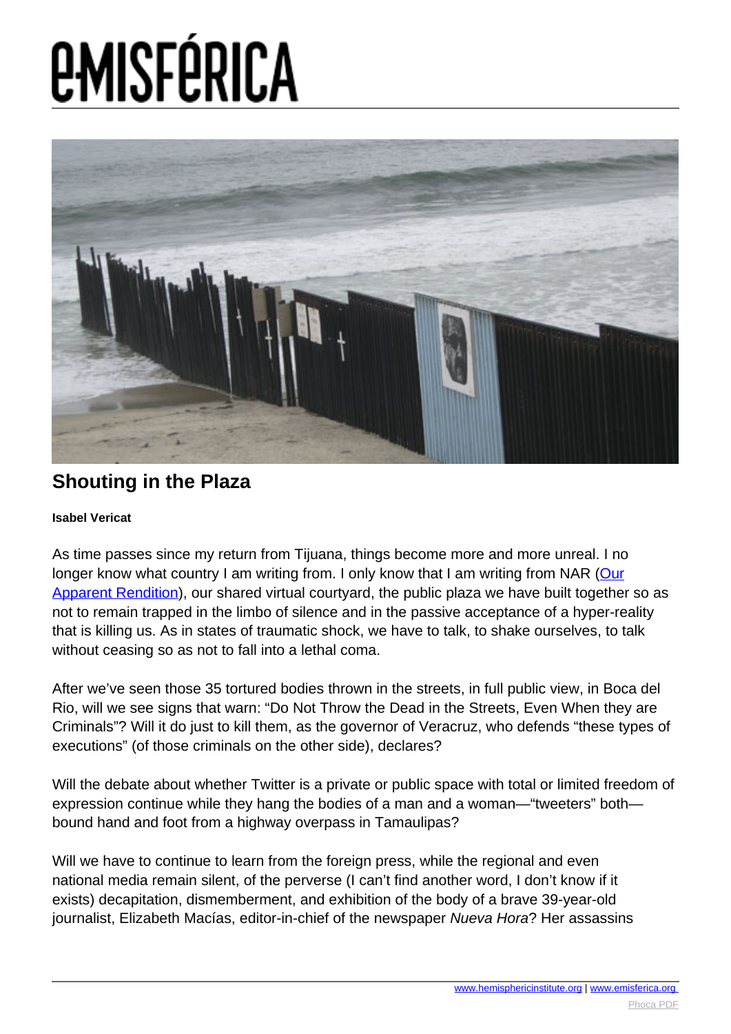# Shouting in the Plaza

**Isabel Vericat**

As time passes since my return from Tijuana, things become more and more unreal. I no longer know what country I am writing from. I only know that I am writing from NAR ([Our Apparent Rendition]()), our shared virtual courtyard, the public plaza we have built together so as not to remain trapped in the limbo of silence and in the passive acceptance of a hyper-reality that is killing us. As in states of traumatic shock, we have to talk, to shake ourselves, to talk without ceasing so as not to fall into a lethal coma.

After we've seen those 35 tortured bodies thrown in the streets, in full public view, in Boca del Rio, will we see signs that warn: "Do Not Throw the Dead in the Streets, Even When they are Criminals"? Will it do just to kill them, as the governor of Veracruz, who defends "these types of executions" (of those criminals on the other side), declares?

Will the debate about whether Twitter is a private or public space with total or limited freedom of expression continue while they hang the bodies of a man and a woman—"tweeters" both—bound hand and foot from a highway overpass in Tamaulipas?

Will we have to continue to learn from the foreign press, while the regional and even national media remain silent, of the perverse (I can't find another word, I don't know if it exists) decapitation, dismemberment, and exhibition of the body of a brave 39-year-old journalist, Elizabeth Macías, editor-in-chief of the newspaper *Nueva Hora*? Her assassins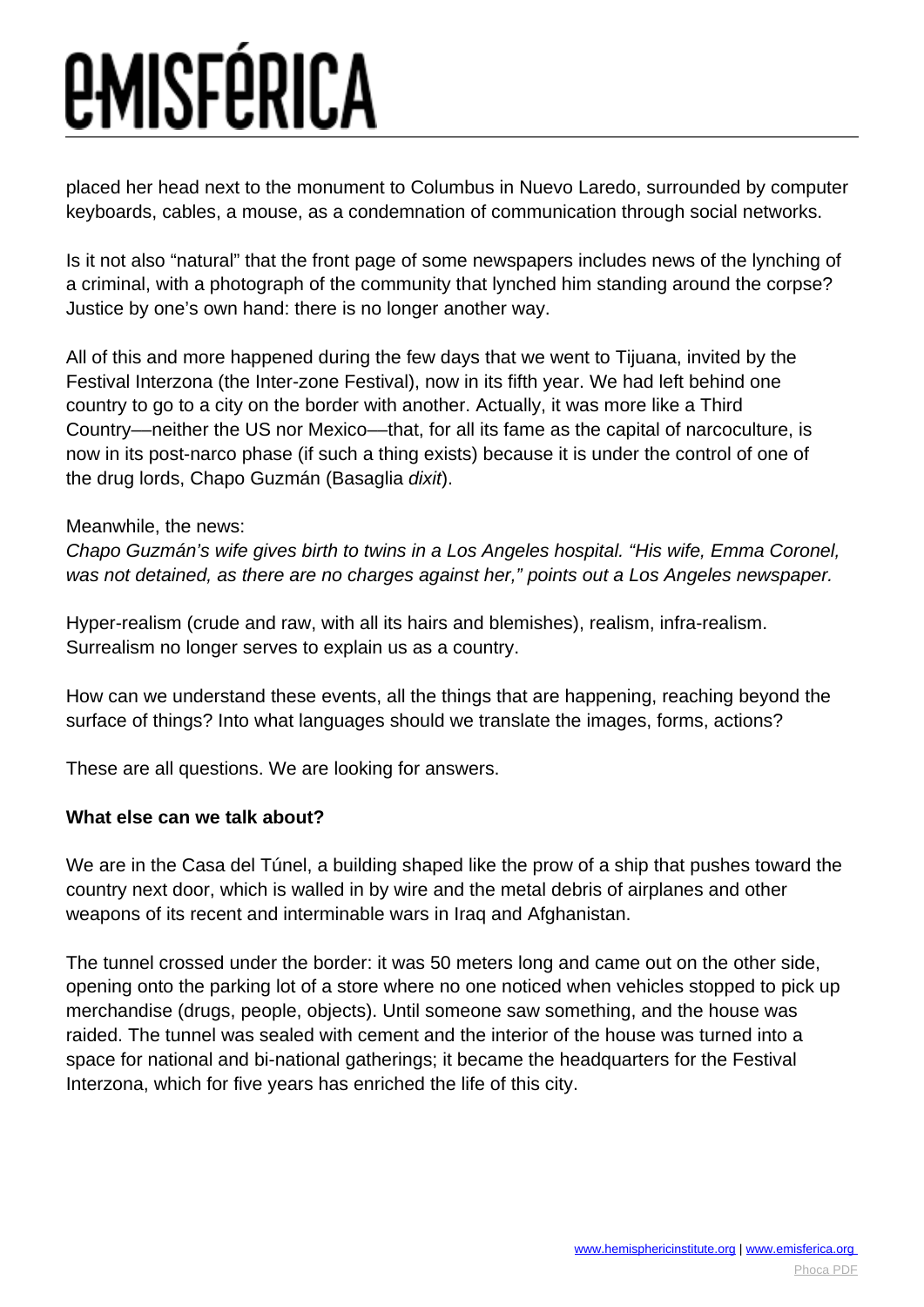placed her head next to the monument to Columbus in Nuevo Laredo, surrounded by computer keyboards, cables, a mouse, as a condemnation of communication through social networks.

Is it not also "natural" that the front page of some newspapers includes news of the lynching of a criminal, with a photograph of the community that lynched him standing around the corpse? Justice by one's own hand: there is no longer another way.

All of this and more happened during the few days that we went to Tijuana, invited by the Festival Interzona (the Inter-zone Festival), now in its fifth year. We had left behind one country to go to a city on the border with another. Actually, it was more like a Third Country—neither the US nor Mexico—that, for all its fame as the capital of narcoculture, is now in its post-narco phase (if such a thing exists) because it is under the control of one of the drug lords, Chapo Guzmán (Basaglia *dixit*).

Meanwhile, the news:
*Chapo Guzmán's wife gives birth to twins in a Los Angeles hospital. "His wife, Emma Coronel, was not detained, as there are no charges against her," points out a Los Angeles newspaper.*

Hyper-realism (crude and raw, with all its hairs and blemishes), realism, infra-realism. Surrealism no longer serves to explain us as a country.

How can we understand these events, all the things that are happening, reaching beyond the surface of things? Into what languages should we translate the images, forms, actions?

These are all questions. We are looking for answers.

**What else can we talk about?**

We are in the Casa del Túnel, a building shaped like the prow of a ship that pushes toward the country next door, which is walled in by wire and the metal debris of airplanes and other weapons of its recent and interminable wars in Iraq and Afghanistan.

The tunnel crossed under the border: it was 50 meters long and came out on the other side, opening onto the parking lot of a store where no one noticed when vehicles stopped to pick up merchandise (drugs, people, objects). Until someone saw something, and the house was raided. The tunnel was sealed with cement and the interior of the house was turned into a space for national and bi-national gatherings; it became the headquarters for the Festival Interzona, which for five years has enriched the life of this city.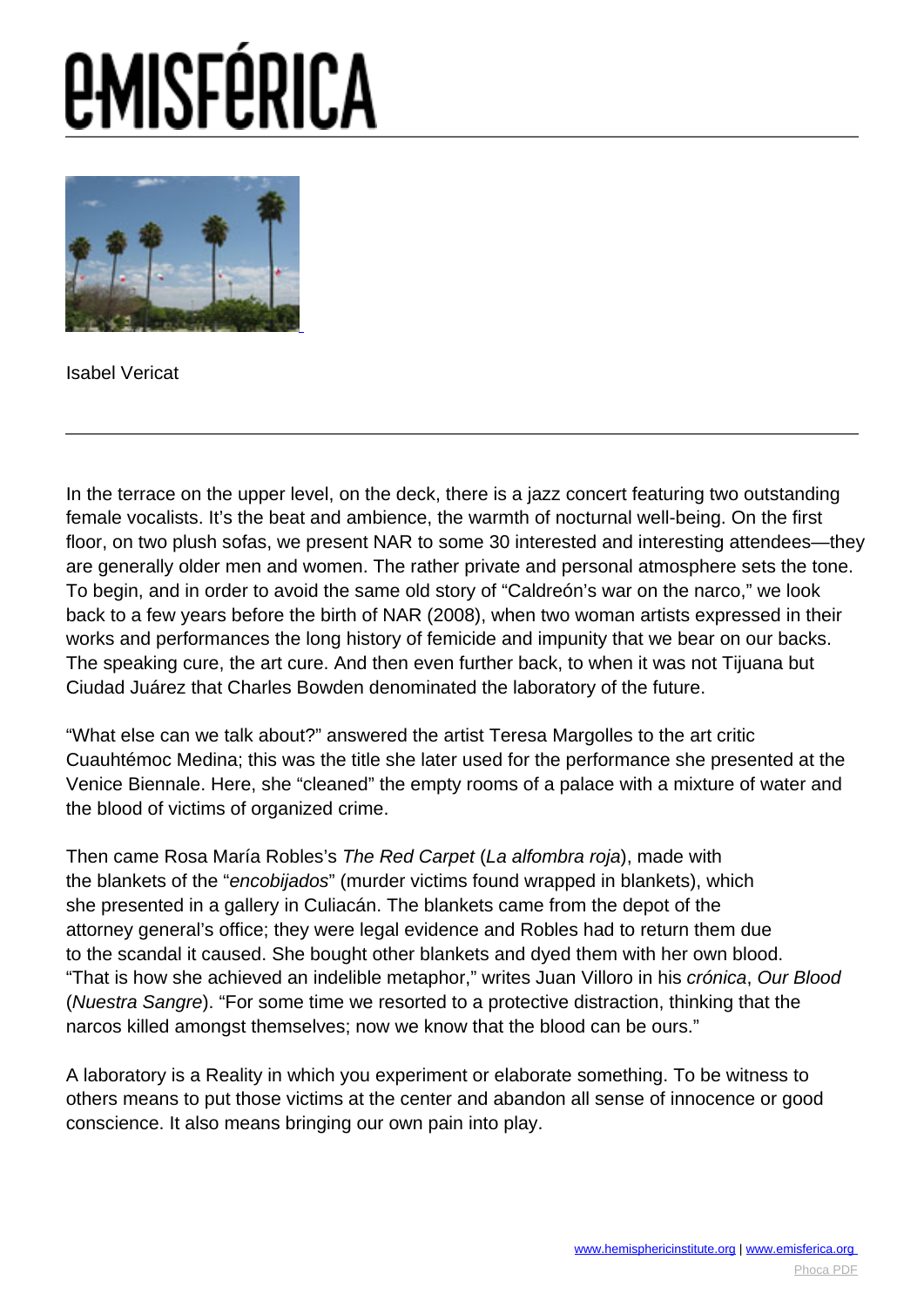Isabel Vericat

In the terrace on the upper level, on the deck, there is a jazz concert featuring two outstanding female vocalists. It's the beat and ambience, the warmth of nocturnal well-being. On the first floor, on two plush sofas, we present NAR to some 30 interested and interesting attendees—they are generally older men and women. The rather private and personal atmosphere sets the tone. To begin, and in order to avoid the same old story of "Caldreón's war on the narco," we look back to a few years before the birth of NAR (2008), when two woman artists expressed in their works and performances the long history of femicide and impunity that we bear on our backs. The speaking cure, the art cure. And then even further back, to when it was not Tijuana but Ciudad Juárez that Charles Bowden denominated the laboratory of the future.

"What else can we talk about?" answered the artist Teresa Margolles to the art critic Cuauhtémoc Medina; this was the title she later used for the performance she presented at the Venice Biennale. Here, she "cleaned" the empty rooms of a palace with a mixture of water and the blood of victims of organized crime.

Then came Rosa María Robles's *The Red Carpet* (*La alfombra roja*), made with the blankets of the "*encobijados*" (murder victims found wrapped in blankets), which she presented in a gallery in Culiacán. The blankets came from the depot of the attorney general's office; they were legal evidence and Robles had to return them due to the scandal it caused. She bought other blankets and dyed them with her own blood. "That is how she achieved an indelible metaphor," writes Juan Villoro in his *crónica*, *Our Blood* (*Nuestra Sangre*). "For some time we resorted to a protective distraction, thinking that the narcos killed amongst themselves; now we know that the blood can be ours."

A laboratory is a Reality in which you experiment or elaborate something. To be witness to others means to put those victims at the center and abandon all sense of innocence or good conscience. It also means bringing our own pain into play.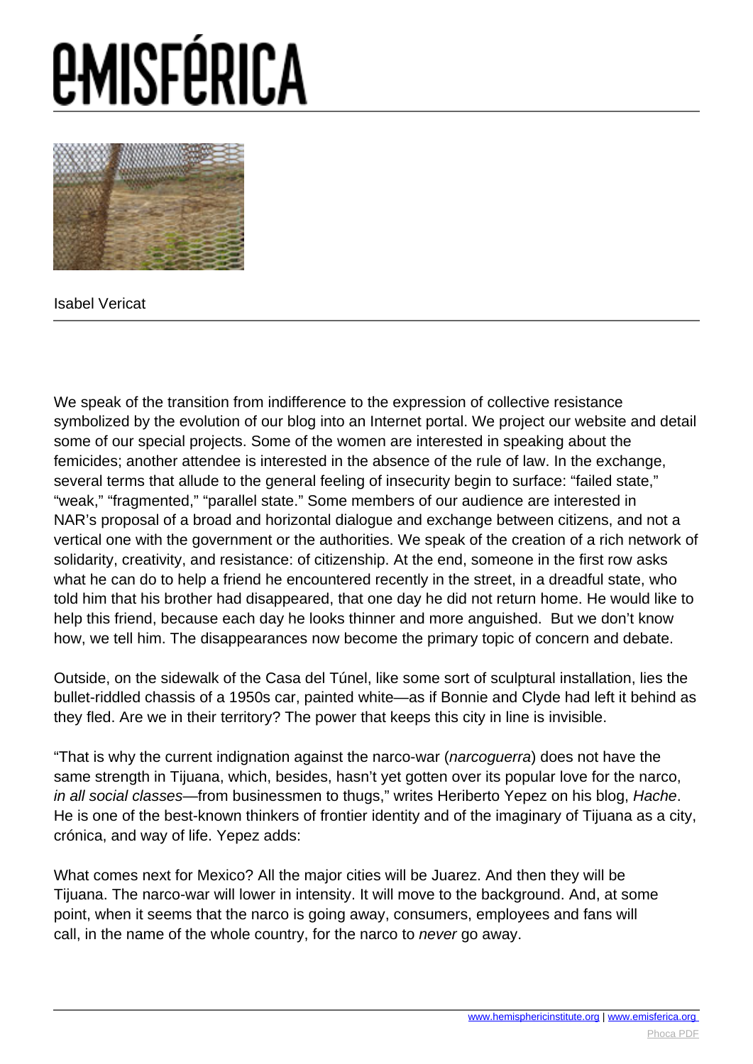We speak of the transition from indifference to the expression of collective resistance symbolized by the evolution of our blog into an Internet portal. We project our website and detail some of our special projects. Some of the women are interested in speaking about the femicides; another attendee is interested in the absence of the rule of law. In the exchange, several terms that allude to the general feeling of insecurity begin to surface: "failed state," "weak," "fragmented," "parallel state." Some members of our audience are interested in NAR's proposal of a broad and horizontal dialogue and exchange between citizens, and not a vertical one with the government or the authorities. We speak of the creation of a rich network of solidarity, creativity, and resistance: of citizenship. At the end, someone in the first row asks what he can do to help a friend he encountered recently in the street, in a dreadful state, who told him that his brother had disappeared, that one day he did not return home. He would like to help this friend, because each day he looks thinner and more anguished. But we don't know how, we tell him. The disappearances now become the primary topic of concern and debate.

Outside, on the sidewalk of the Casa del Túnel, like some sort of sculptural installation, lies the bullet-riddled chassis of a 1950s car, painted white—as if Bonnie and Clyde had left it behind as they fled. Are we in their territory? The power that keeps this city in line is invisible.

"That is why the current indignation against the narco-war (*narcoguerra*) does not have the same strength in Tijuana, which, besides, hasn't yet gotten over its popular love for the narco, *in all social classes*—from businessmen to thugs," writes Heriberto Yepez on his blog, *Hache*. He is one of the best-known thinkers of frontier identity and of the imaginary of Tijuana as a city, crónica, and way of life. Yepez adds:

> What comes next for Mexico? All the major cities will be Juarez. And then they will be Tijuana. The narco-war will lower in intensity. It will move to the background. And, at some point, when it seems that the narco is going away, consumers, employees and fans will call, in the name of the whole country, for the narco to *never* go away.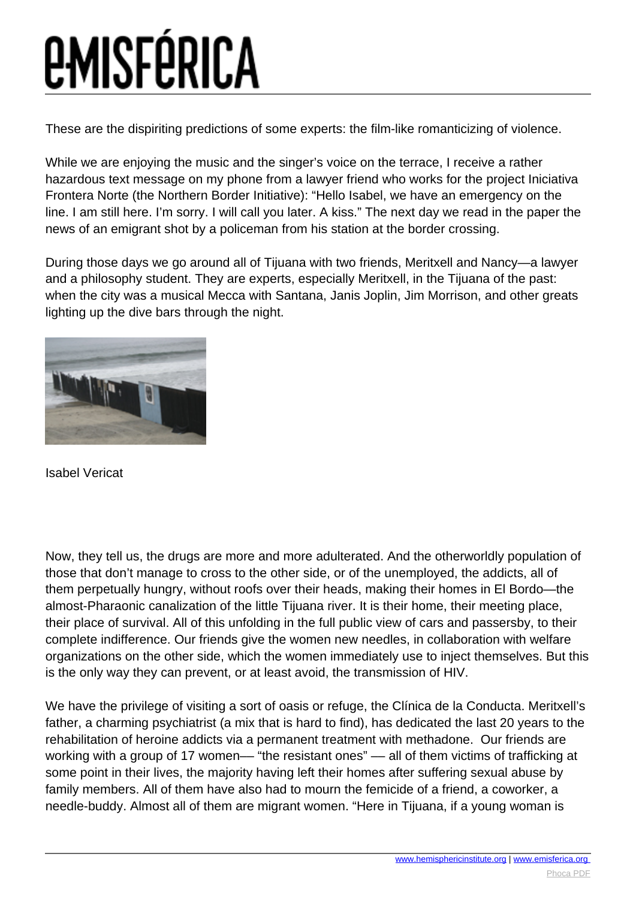These are the dispiriting predictions of some experts: the film-like romanticizing of violence.

While we are enjoying the music and the singer's voice on the terrace, I receive a rather hazardous text message on my phone from a lawyer friend who works for the project Iniciativa Frontera Norte (the Northern Border Initiative): "Hello Isabel, we have an emergency on the line. I am still here. I'm sorry. I will call you later. A kiss." The next day we read in the paper the news of an emigrant shot by a policeman from his station at the border crossing.

During those days we go around all of Tijuana with two friends, Meritxell and Nancy—a lawyer and a philosophy student. They are experts, especially Meritxell, in the Tijuana of the past: when the city was a musical Mecca with Santana, Janis Joplin, Jim Morrison, and other greats lighting up the dive bars through the night.

Isabel Vericat

Now, they tell us, the drugs are more and more adulterated. And the otherworldly population of those that don't manage to cross to the other side, or of the unemployed, the addicts, all of them perpetually hungry, without roofs over their heads, making their homes in El Bordo—the almost-Pharaonic canalization of the little Tijuana river. It is their home, their meeting place, their place of survival. All of this unfolding in the full public view of cars and passersby, to their complete indifference. Our friends give the women new needles, in collaboration with welfare organizations on the other side, which the women immediately use to inject themselves. But this is the only way they can prevent, or at least avoid, the transmission of HIV.

We have the privilege of visiting a sort of oasis or refuge, the Clínica de la Conducta. Meritxell's father, a charming psychiatrist (a mix that is hard to find), has dedicated the last 20 years to the rehabilitation of heroine addicts via a permanent treatment with methadone. Our friends are working with a group of 17 women— "the resistant ones" — all of them victims of trafficking at some point in their lives, the majority having left their homes after suffering sexual abuse by family members. All of them have also had to mourn the femicide of a friend, a coworker, a needle-buddy. Almost all of them are migrant women. "Here in Tijuana, if a young woman is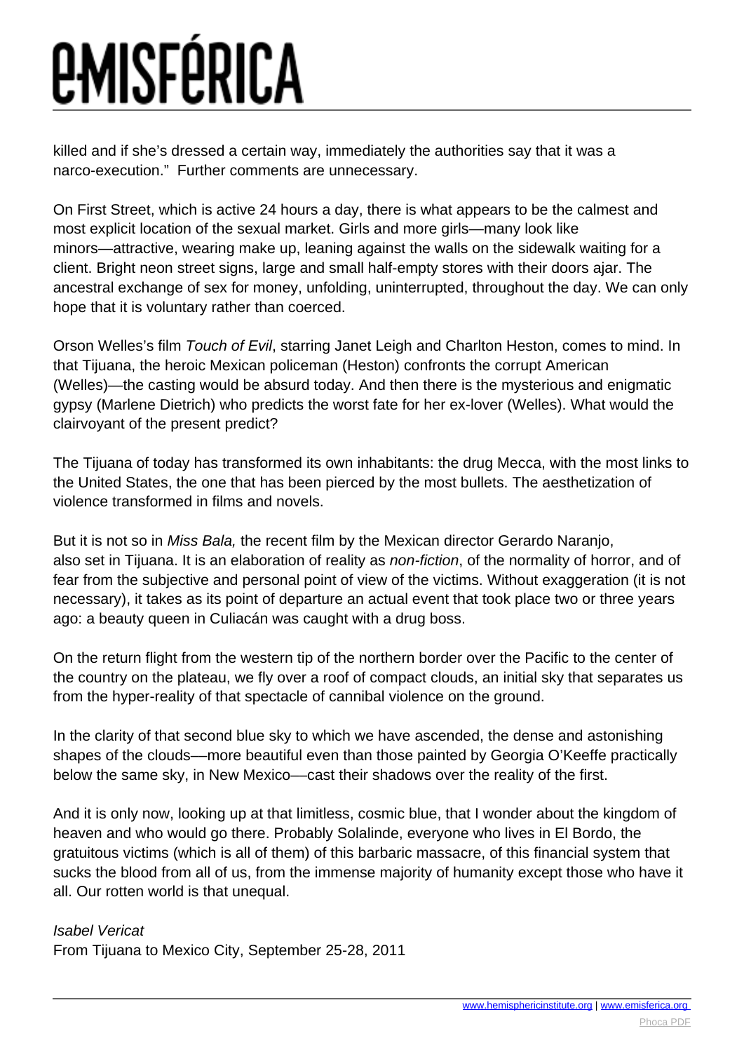killed and if she's dressed a certain way, immediately the authorities say that it was a narco-execution." Further comments are unnecessary.

On First Street, which is active 24 hours a day, there is what appears to be the calmest and most explicit location of the sexual market. Girls and more girls—many look like minors—attractive, wearing make up, leaning against the walls on the sidewalk waiting for a client. Bright neon street signs, large and small half-empty stores with their doors ajar. The ancestral exchange of sex for money, unfolding, uninterrupted, throughout the day. We can only hope that it is voluntary rather than coerced.

Orson Welles's film *Touch of Evil*, starring Janet Leigh and Charlton Heston, comes to mind. In that Tijuana, the heroic Mexican policeman (Heston) confronts the corrupt American (Welles)—the casting would be absurd today. And then there is the mysterious and enigmatic gypsy (Marlene Dietrich) who predicts the worst fate for her ex-lover (Welles). What would the clairvoyant of the present predict?

The Tijuana of today has transformed its own inhabitants: the drug Mecca, with the most links to the United States, the one that has been pierced by the most bullets. The aesthetization of violence transformed in films and novels.

But it is not so in *Miss Bala,* the recent film by the Mexican director Gerardo Naranjo, also set in Tijuana. It is an elaboration of reality as *non-fiction*, of the normality of horror, and of fear from the subjective and personal point of view of the victims. Without exaggeration (it is not necessary), it takes as its point of departure an actual event that took place two or three years ago: a beauty queen in Culiacán was caught with a drug boss.

On the return flight from the western tip of the northern border over the Pacific to the center of the country on the plateau, we fly over a roof of compact clouds, an initial sky that separates us from the hyper-reality of that spectacle of cannibal violence on the ground.

In the clarity of that second blue sky to which we have ascended, the dense and astonishing shapes of the clouds—more beautiful even than those painted by Georgia O'Keeffe practically below the same sky, in New Mexico—cast their shadows over the reality of the first.

And it is only now, looking up at that limitless, cosmic blue, that I wonder about the kingdom of heaven and who would go there. Probably Solalinde, everyone who lives in El Bordo, the gratuitous victims (which is all of them) of this barbaric massacre, of this financial system that sucks the blood from all of us, from the immense majority of humanity except those who have it all. Our rotten world is that unequal.

*Isabel Vericat*
From Tijuana to Mexico City, September 25-28, 2011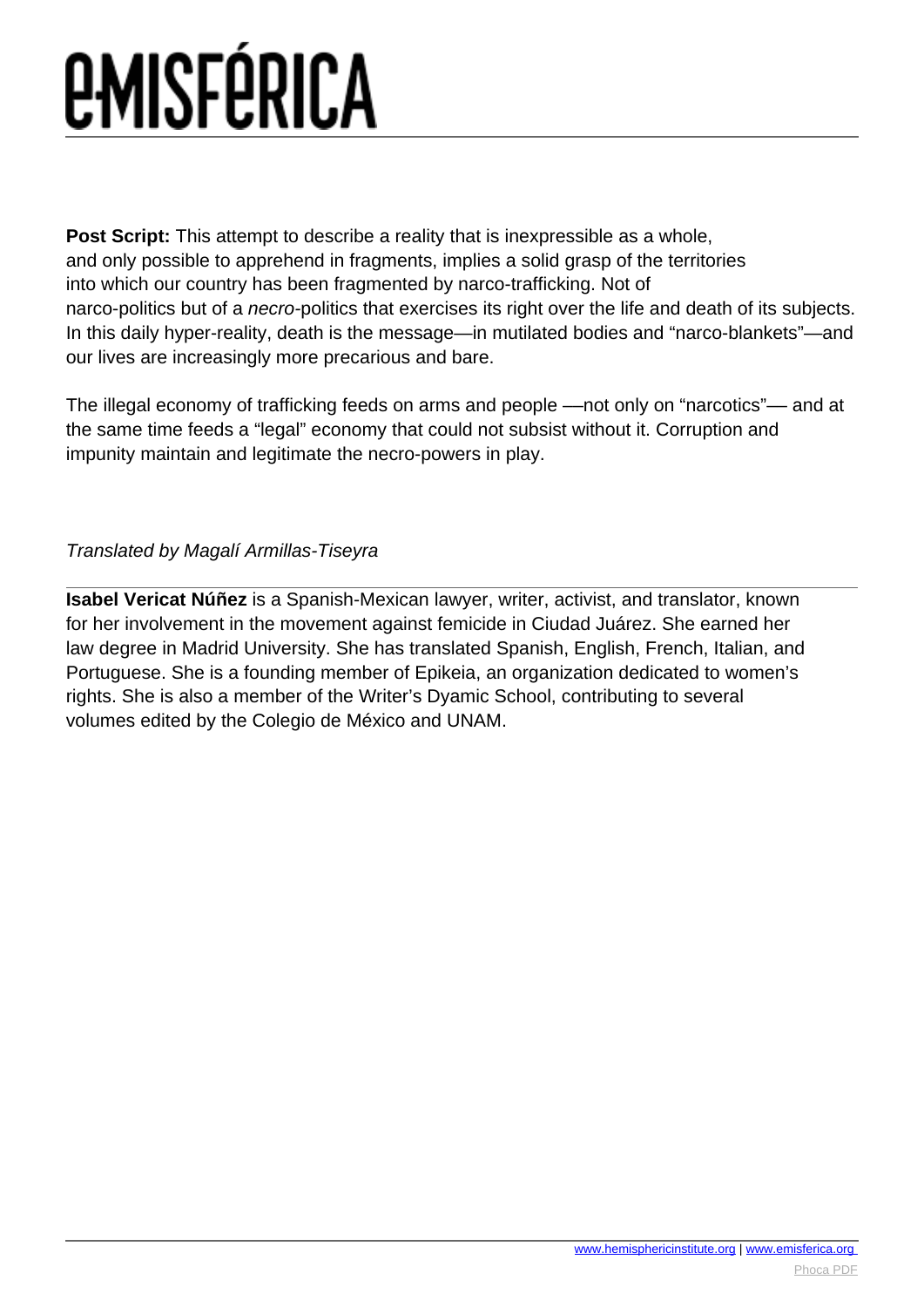**Post Script:** This attempt to describe a reality that is inexpressible as a whole, and only possible to apprehend in fragments, implies a solid grasp of the territories into which our country has been fragmented by narco-trafficking. Not of narco-politics but of a *necro*-politics that exercises its right over the life and death of its subjects. In this daily hyper-reality, death is the message—in mutilated bodies and "narco-blankets"—and our lives are increasingly more precarious and bare.

The illegal economy of trafficking feeds on arms and people —not only on "narcotics"— and at the same time feeds a "legal" economy that could not subsist without it. Corruption and impunity maintain and legitimate the necro-powers in play.

*Translated by Magalí Armillas-Tiseyra*

---

**Isabel Vericat Núñez** is a Spanish-Mexican lawyer, writer, activist, and translator, known for her involvement in the movement against femicide in Ciudad Juárez. She earned her law degree in Madrid University. She has translated Spanish, English, French, Italian, and Portuguese. She is a founding member of Epikeia, an organization dedicated to women's rights. She is also a member of the Writer's Dyamic School, contributing to several volumes edited by the Colegio de México and UNAM.